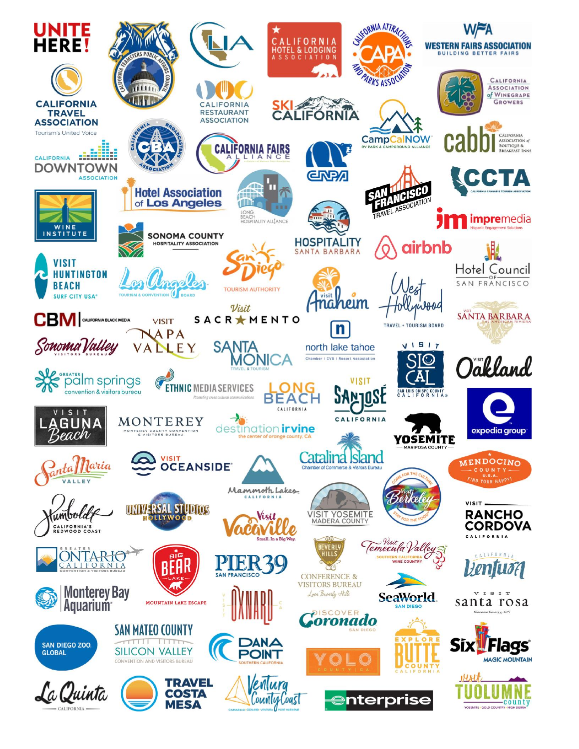UNITE HERE!

CALIFORNIA TEAMSTERS PUBLIC AFFAIRS COUNCIL

LIA

CALIFORNIA HOTEL & LODGING ASSOCIATION

CALIFORNIA ATTRACTIONS AND PARKS ASSOCIATION CAPA

WFA WESTERN FAIRS ASSOCIATION BUILDING BETTER FAIRS

CALIFORNIA TRAVEL ASSOCIATION Tourism's United Voice

CALIFORNIA RESTAURANT ASSOCIATION

SKI CALIFORNIA

California Association of Winegrape Growers

CALIFORNIA BROADCASTERS ASSOCIATION CBA

CALIFORNIA FAIRS ALLIANCE

CampCalNOW RV PARK & CAMPGROUND ALLIANCE

cabbi California Association of Boutique & Breakfast Inns

CALIFORNIA DOWNTOWN ASSOCIATION

CNPA

CCTA CALIFORNIA CANNABIS TOURISM ASSOCIATION

Hotel Association of Los Angeles

LONG BEACH HOSPITALITY ALLIANCE

SAN FRANCISCO TRAVEL ASSOCIATION

impremedia Hispanic Engagement Solutions

WINE INSTITUTE

SONOMA COUNTY HOSPITALITY ASSOCIATION

HOSPITALITY SANTA BARBARA

airbnb

Hotel Council of San Francisco

VISIT HUNTINGTON BEACH SURF CITY USA

Los Angeles Tourism & Convention Board

San Diego Tourism Authority

visit Anaheim

West Hollywood Travel + Tourism Board

Visit Santa Barbara The American Riviera

CBM California Black Media

Visit Sacramento

Visit Napa Valley

Sonoma Valley Visitors Bureau

Santa Monica Travel & Tourism

north lake tahoe Chamber | CVB | Resort Association

Visit SLO CAL San Luis Obispo County California

Visit Oakland

Greater Palm Springs convention & visitors bureau

ETHNIC MEDIA SERVICES Promoting cross cultural communications

LONG BEACH CALIFORNIA

VISIT SAN JOSÉ CALIFORNIA

VISIT LAGUNA Beach

MONTEREY MONTEREY COUNTY CONVENTION & VISITORS BUREAU

destination irvine the center of orange county, CA

YOSEMITE MARIPOSA COUNTY

expedia group

Santa Maria Valley

VISIT OCEANSIDE

Catalina Island Chamber of Commerce & Visitors Bureau

MENDOCINO COUNTY U.S.A. FIND YOUR HAPPY

Mammoth Lakes California

Visit Berkeley Come for the culture, stay for the food

Humboldt California's Redwood Coast

UNIVERSAL STUDIOS HOLLYWOOD

Visit Vacaville Small. In a Big Way.

VISIT YOSEMITE MADERA COUNTY

VISIT RANCHO CORDOVA CALIFORNIA

GREATER ONTARIO CALIFORNIA CONVENTION & VISITORS BUREAU

BIG BEAR LAKE MOUNTAIN LAKE ESCAPE

PIER 39 SAN FRANCISCO

BEVERLY HILLS CONFERENCE & VISITORS BUREAU Love Beverly Hills

Visit Temecula Valley Southern California Wine Country

California Ventura

Monterey Bay Aquarium

VISIT OXNARD CA

SeaWorld SAN DIEGO

VISIT santa rosa Sonoma County, CA

DISCOVER Coronado SAN DIEGO

SAN DIEGO ZOO GLOBAL

SAN MATEO COUNTY SILICON VALLEY CONVENTION AND VISITORS BUREAU

DANA POINT SOUTHERN CALIFORNIA

YOLO COUNTY CA

EXPLORE BUTTE COUNTY CALIFORNIA

Six Flags MAGIC MOUNTAIN

La Quinta CALIFORNIA

TRAVEL COSTA MESA

Ventura County Coast CAMARILLO • OXNARD • VENTURA | PORT HUENEME

enterprise

Visit TUOLUMNE county YOSEMITE • GOLD COUNTRY • HIGH SIERRA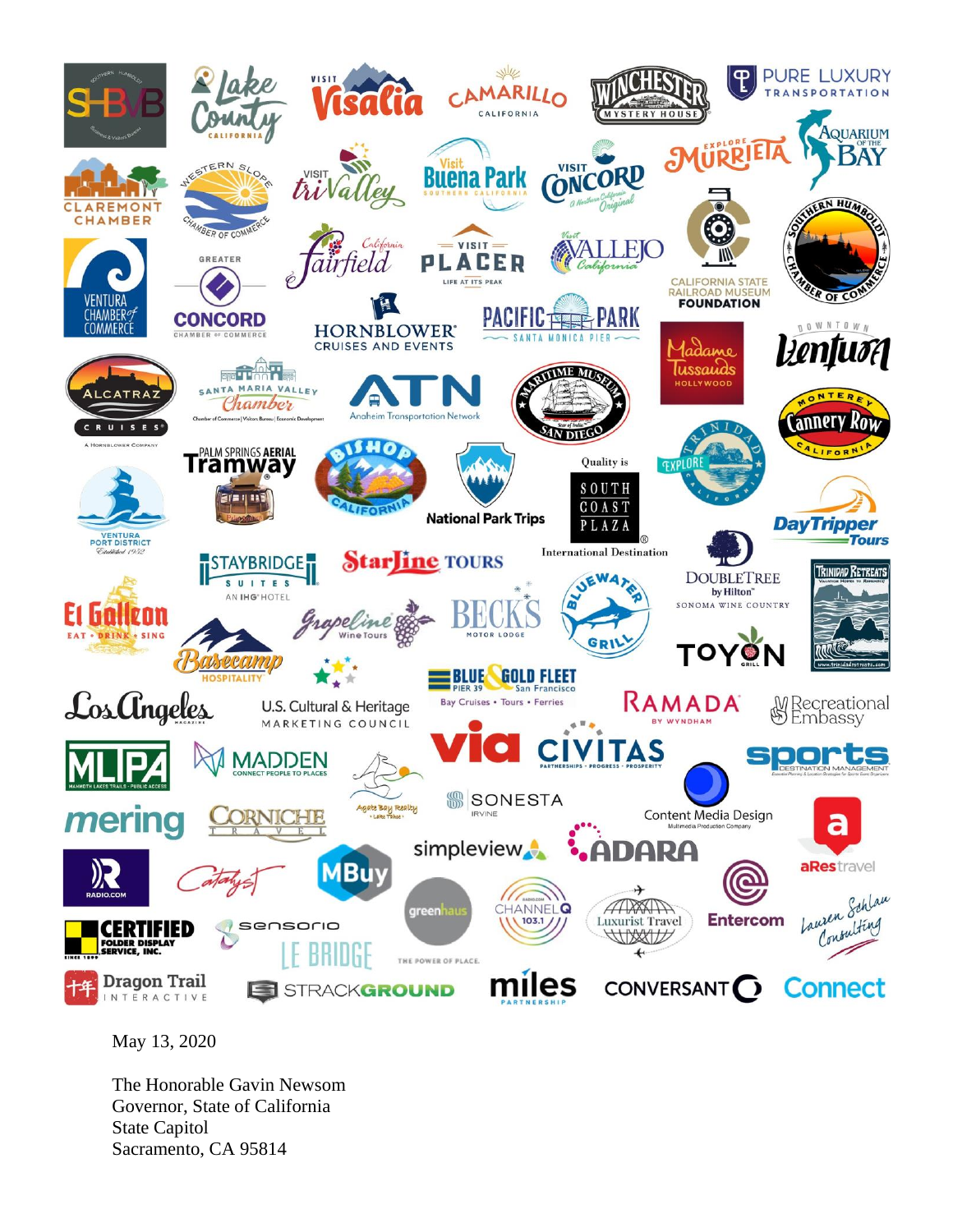May 13, 2020

The Honorable Gavin Newsom
Governor, State of California
State Capitol
Sacramento, CA 95814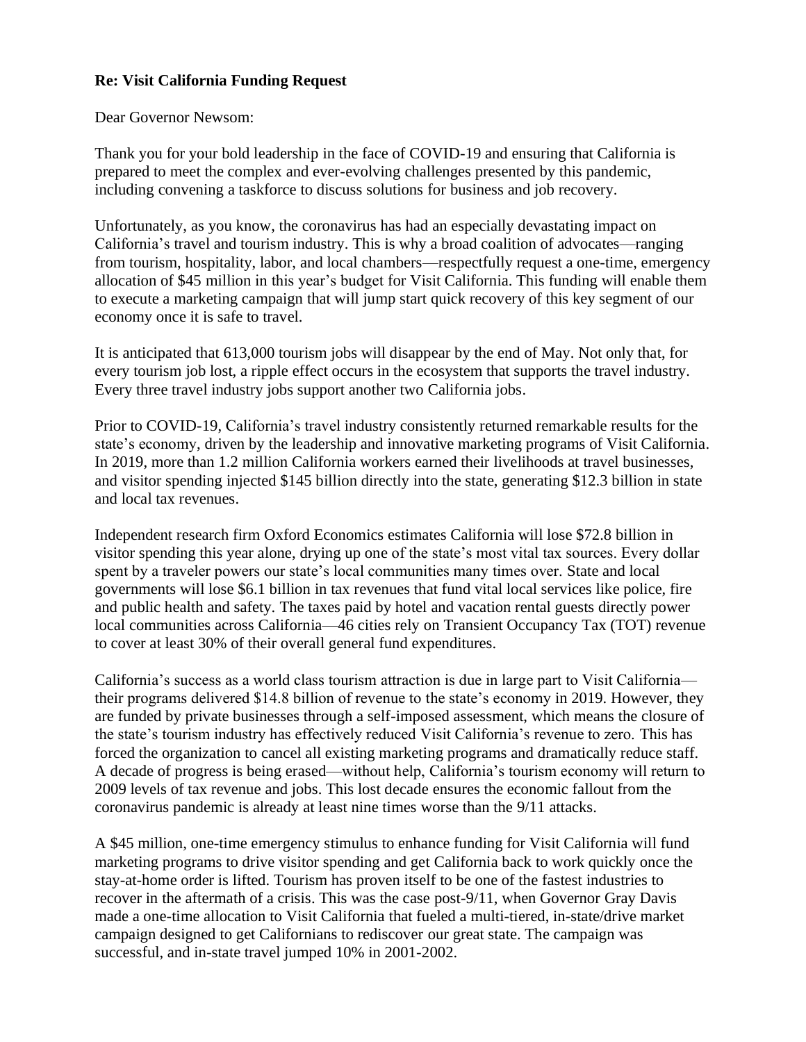**Re: Visit California Funding Request**

Dear Governor Newsom:

Thank you for your bold leadership in the face of COVID-19 and ensuring that California is prepared to meet the complex and ever-evolving challenges presented by this pandemic, including convening a taskforce to discuss solutions for business and job recovery.

Unfortunately, as you know, the coronavirus has had an especially devastating impact on California's travel and tourism industry. This is why a broad coalition of advocates—ranging from tourism, hospitality, labor, and local chambers—respectfully request a one-time, emergency allocation of $45 million in this year's budget for Visit California. This funding will enable them to execute a marketing campaign that will jump start quick recovery of this key segment of our economy once it is safe to travel.

It is anticipated that 613,000 tourism jobs will disappear by the end of May. Not only that, for every tourism job lost, a ripple effect occurs in the ecosystem that supports the travel industry. Every three travel industry jobs support another two California jobs.

Prior to COVID-19, California's travel industry consistently returned remarkable results for the state's economy, driven by the leadership and innovative marketing programs of Visit California. In 2019, more than 1.2 million California workers earned their livelihoods at travel businesses, and visitor spending injected $145 billion directly into the state, generating $12.3 billion in state and local tax revenues.

Independent research firm Oxford Economics estimates California will lose $72.8 billion in visitor spending this year alone, drying up one of the state's most vital tax sources. Every dollar spent by a traveler powers our state's local communities many times over. State and local governments will lose $6.1 billion in tax revenues that fund vital local services like police, fire and public health and safety. The taxes paid by hotel and vacation rental guests directly power local communities across California—46 cities rely on Transient Occupancy Tax (TOT) revenue to cover at least 30% of their overall general fund expenditures.

California's success as a world class tourism attraction is due in large part to Visit California—their programs delivered $14.8 billion of revenue to the state's economy in 2019. However, they are funded by private businesses through a self-imposed assessment, which means the closure of the state's tourism industry has effectively reduced Visit California's revenue to zero. This has forced the organization to cancel all existing marketing programs and dramatically reduce staff. A decade of progress is being erased—without help, California's tourism economy will return to 2009 levels of tax revenue and jobs. This lost decade ensures the economic fallout from the coronavirus pandemic is already at least nine times worse than the 9/11 attacks.

A $45 million, one-time emergency stimulus to enhance funding for Visit California will fund marketing programs to drive visitor spending and get California back to work quickly once the stay-at-home order is lifted. Tourism has proven itself to be one of the fastest industries to recover in the aftermath of a crisis. This was the case post-9/11, when Governor Gray Davis made a one-time allocation to Visit California that fueled a multi-tiered, in-state/drive market campaign designed to get Californians to rediscover our great state. The campaign was successful, and in-state travel jumped 10% in 2001-2002.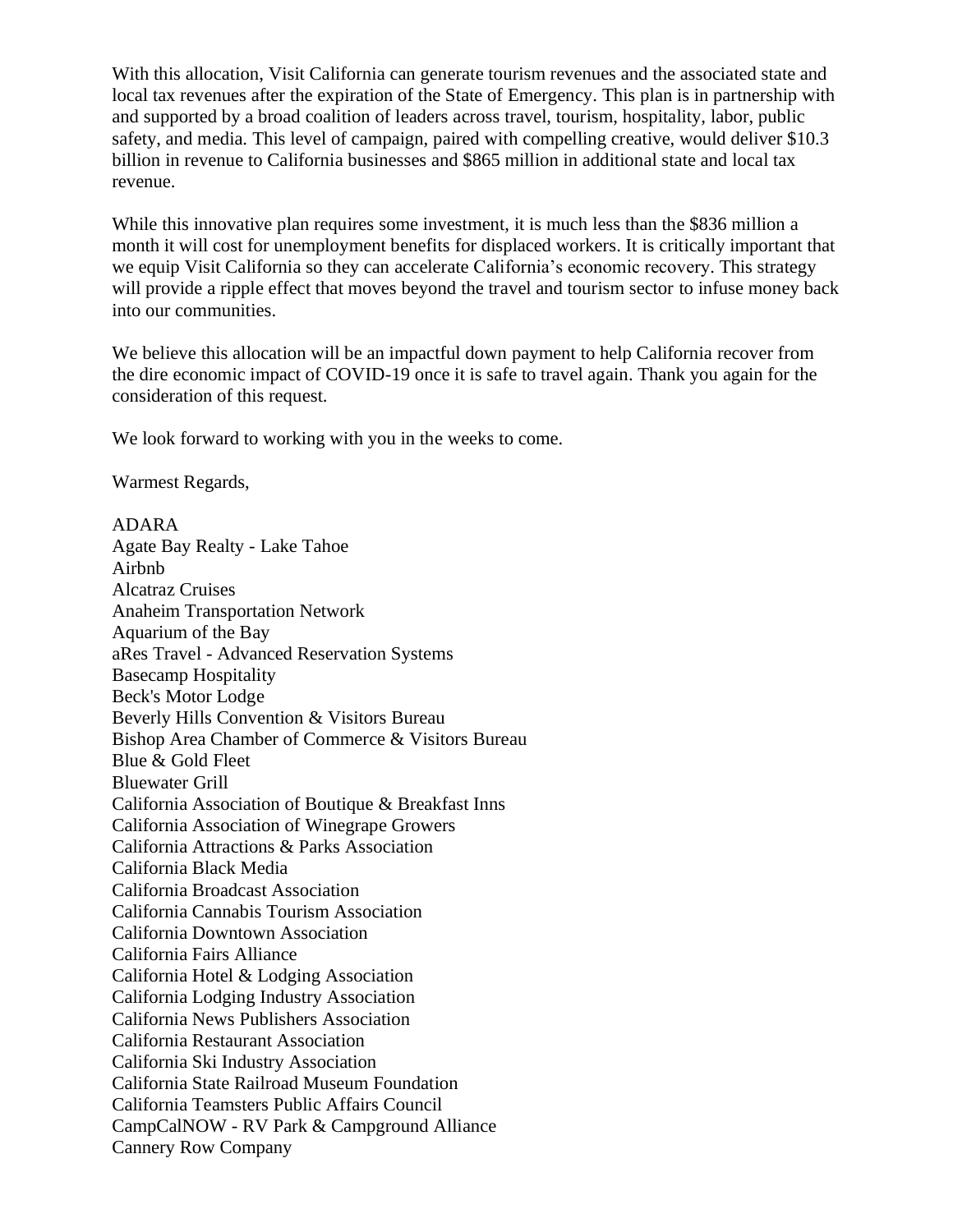With this allocation, Visit California can generate tourism revenues and the associated state and local tax revenues after the expiration of the State of Emergency. This plan is in partnership with and supported by a broad coalition of leaders across travel, tourism, hospitality, labor, public safety, and media. This level of campaign, paired with compelling creative, would deliver $10.3 billion in revenue to California businesses and $865 million in additional state and local tax revenue.

While this innovative plan requires some investment, it is much less than the $836 million a month it will cost for unemployment benefits for displaced workers. It is critically important that we equip Visit California so they can accelerate California's economic recovery. This strategy will provide a ripple effect that moves beyond the travel and tourism sector to infuse money back into our communities.

We believe this allocation will be an impactful down payment to help California recover from the dire economic impact of COVID-19 once it is safe to travel again. Thank you again for the consideration of this request.

We look forward to working with you in the weeks to come.

Warmest Regards,

ADARA
Agate Bay Realty - Lake Tahoe
Airbnb
Alcatraz Cruises
Anaheim Transportation Network
Aquarium of the Bay
aRes Travel - Advanced Reservation Systems
Basecamp Hospitality
Beck's Motor Lodge
Beverly Hills Convention & Visitors Bureau
Bishop Area Chamber of Commerce & Visitors Bureau
Blue & Gold Fleet
Bluewater Grill
California Association of Boutique & Breakfast Inns
California Association of Winegrape Growers
California Attractions & Parks Association
California Black Media
California Broadcast Association
California Cannabis Tourism Association
California Downtown Association
California Fairs Alliance
California Hotel & Lodging Association
California Lodging Industry Association
California News Publishers Association
California Restaurant Association
California Ski Industry Association
California State Railroad Museum Foundation
California Teamsters Public Affairs Council
CampCalNOW - RV Park & Campground Alliance
Cannery Row Company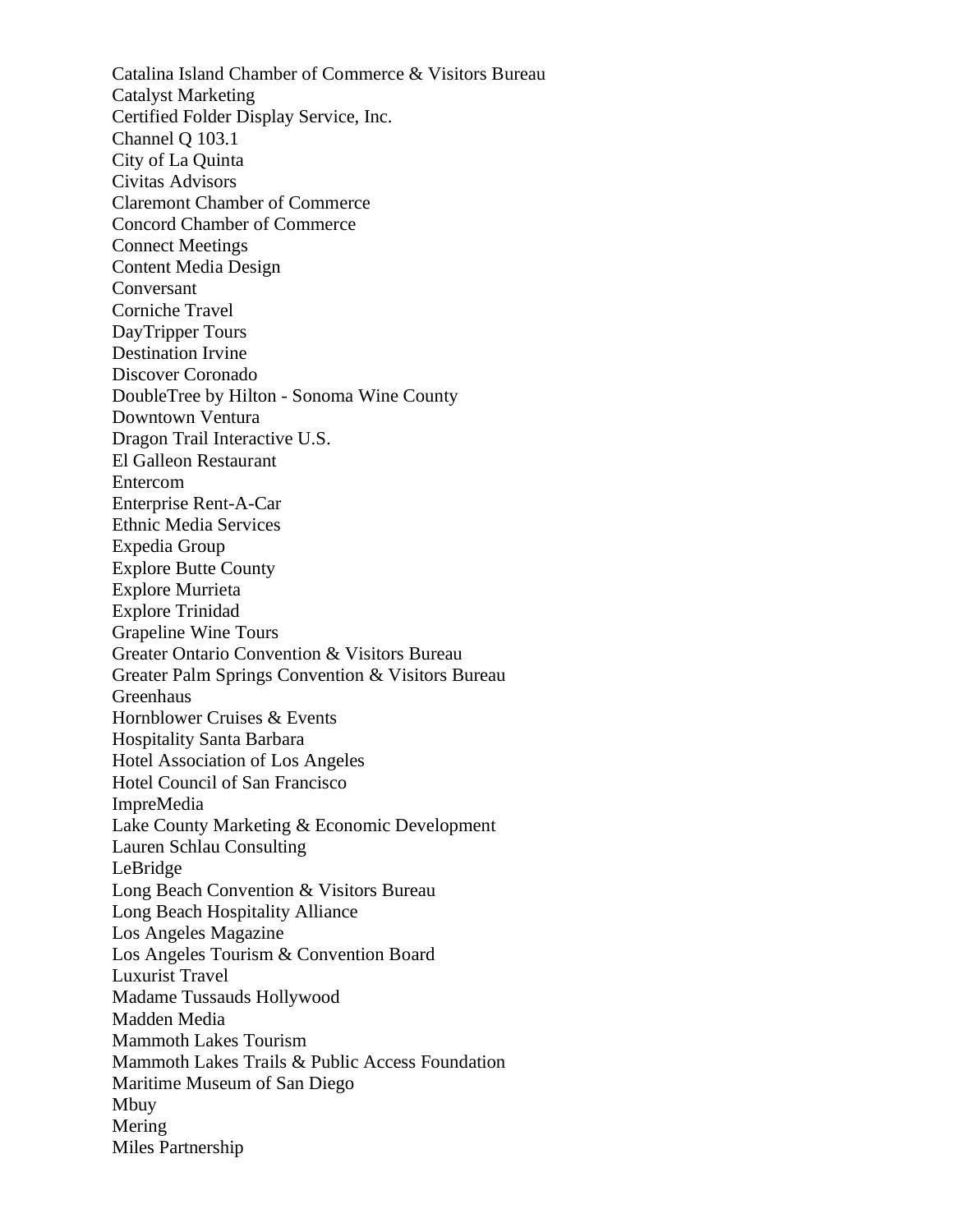Catalina Island Chamber of Commerce & Visitors Bureau
Catalyst Marketing
Certified Folder Display Service, Inc.
Channel Q 103.1
City of La Quinta
Civitas Advisors
Claremont Chamber of Commerce
Concord Chamber of Commerce
Connect Meetings
Content Media Design
Conversant
Corniche Travel
DayTripper Tours
Destination Irvine
Discover Coronado
DoubleTree by Hilton - Sonoma Wine County
Downtown Ventura
Dragon Trail Interactive U.S.
El Galleon Restaurant
Entercom
Enterprise Rent-A-Car
Ethnic Media Services
Expedia Group
Explore Butte County
Explore Murrieta
Explore Trinidad
Grapeline Wine Tours
Greater Ontario Convention & Visitors Bureau
Greater Palm Springs Convention & Visitors Bureau
Greenhaus
Hornblower Cruises & Events
Hospitality Santa Barbara
Hotel Association of Los Angeles
Hotel Council of San Francisco
ImpreMedia
Lake County Marketing & Economic Development
Lauren Schlau Consulting
LeBridge
Long Beach Convention & Visitors Bureau
Long Beach Hospitality Alliance
Los Angeles Magazine
Los Angeles Tourism & Convention Board
Luxurist Travel
Madame Tussauds Hollywood
Madden Media
Mammoth Lakes Tourism
Mammoth Lakes Trails & Public Access Foundation
Maritime Museum of San Diego
Mbuy
Mering
Miles Partnership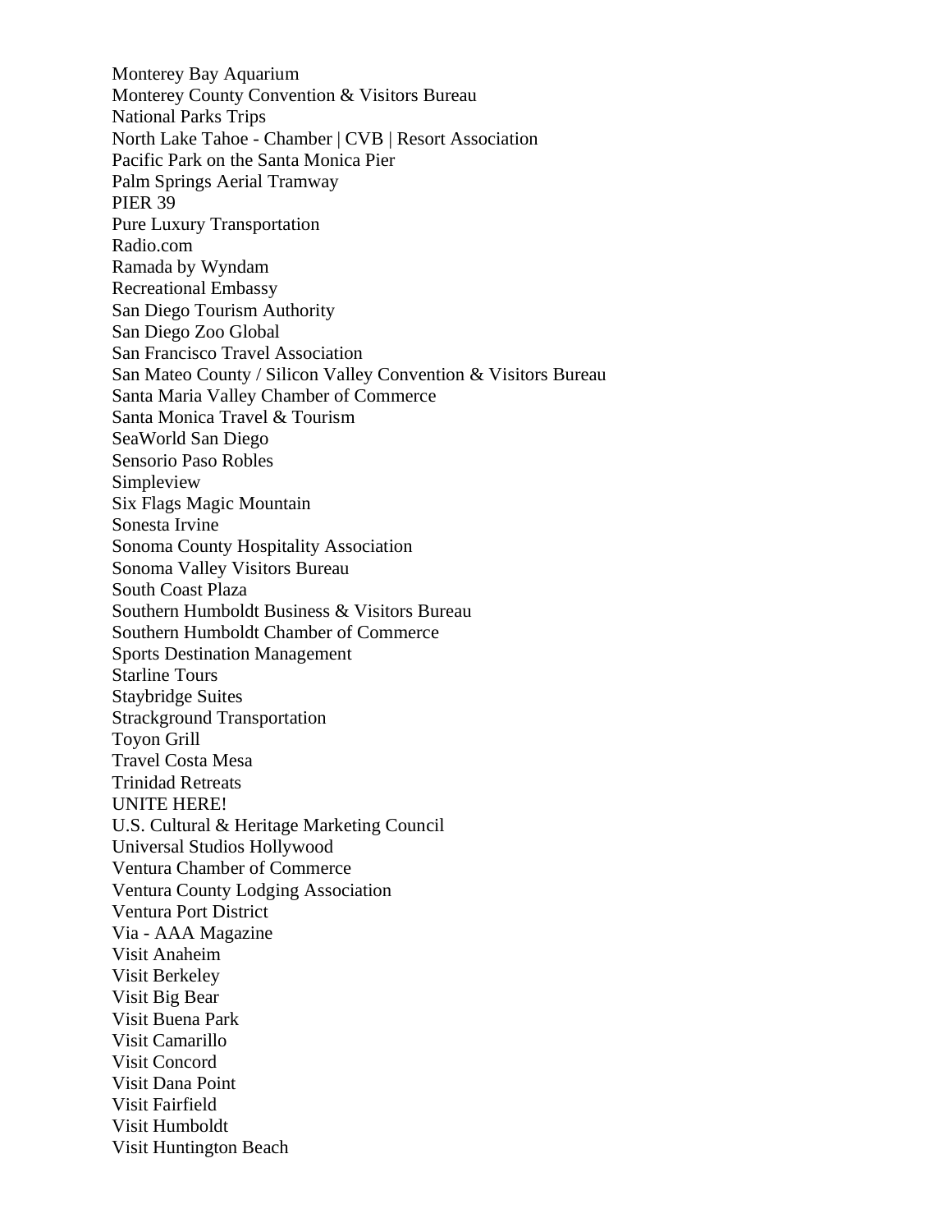Monterey Bay Aquarium
Monterey County Convention & Visitors Bureau
National Parks Trips
North Lake Tahoe - Chamber | CVB | Resort Association
Pacific Park on the Santa Monica Pier
Palm Springs Aerial Tramway
PIER 39
Pure Luxury Transportation
Radio.com
Ramada by Wyndam
Recreational Embassy
San Diego Tourism Authority
San Diego Zoo Global
San Francisco Travel Association
San Mateo County / Silicon Valley Convention & Visitors Bureau
Santa Maria Valley Chamber of Commerce
Santa Monica Travel & Tourism
SeaWorld San Diego
Sensorio Paso Robles
Simpleview
Six Flags Magic Mountain
Sonesta Irvine
Sonoma County Hospitality Association
Sonoma Valley Visitors Bureau
South Coast Plaza
Southern Humboldt Business & Visitors Bureau
Southern Humboldt Chamber of Commerce
Sports Destination Management
Starline Tours
Staybridge Suites
Strackground Transportation
Toyon Grill
Travel Costa Mesa
Trinidad Retreats
UNITE HERE!
U.S. Cultural & Heritage Marketing Council
Universal Studios Hollywood
Ventura Chamber of Commerce
Ventura County Lodging Association
Ventura Port District
Via - AAA Magazine
Visit Anaheim
Visit Berkeley
Visit Big Bear
Visit Buena Park
Visit Camarillo
Visit Concord
Visit Dana Point
Visit Fairfield
Visit Humboldt
Visit Huntington Beach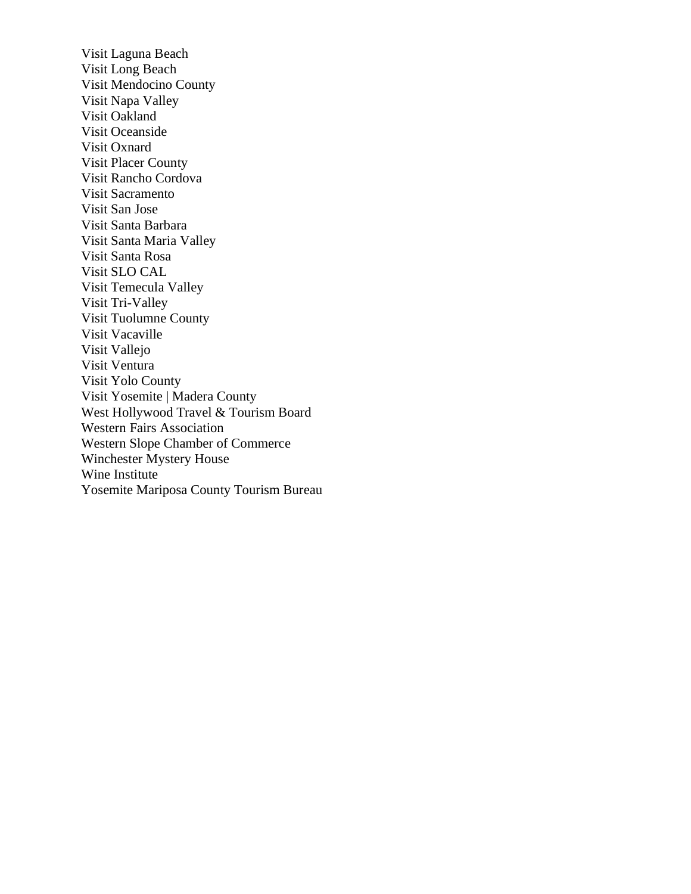Visit Laguna Beach
Visit Long Beach
Visit Mendocino County
Visit Napa Valley
Visit Oakland
Visit Oceanside
Visit Oxnard
Visit Placer County
Visit Rancho Cordova
Visit Sacramento
Visit San Jose
Visit Santa Barbara
Visit Santa Maria Valley
Visit Santa Rosa
Visit SLO CAL
Visit Temecula Valley
Visit Tri-Valley
Visit Tuolumne County
Visit Vacaville
Visit Vallejo
Visit Ventura
Visit Yolo County
Visit Yosemite | Madera County
West Hollywood Travel & Tourism Board
Western Fairs Association
Western Slope Chamber of Commerce
Winchester Mystery House
Wine Institute
Yosemite Mariposa County Tourism Bureau